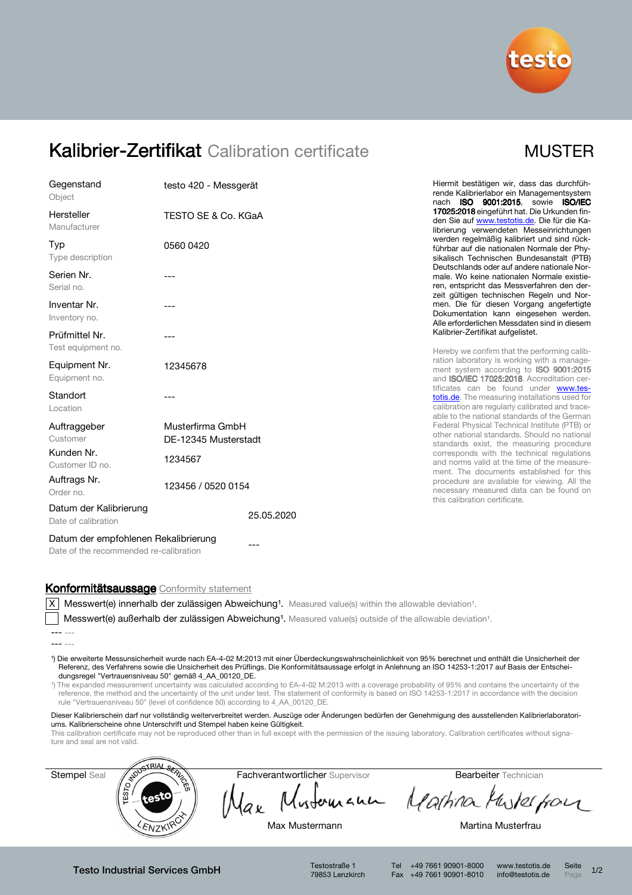# Kalibrier-Zertifikat Calibration certificate

MUSTER

| | |
|---|---|
| Gegenstand<br>Object | testo 420 - Messgerät |
| Hersteller<br>Manufacturer | TESTO SE & Co. KGaA |
| Typ<br>Type description | 0560 0420 |
| Serien Nr.<br>Serial no. | --- |
| Inventar Nr.<br>Inventory no. | --- |
| Prüfmittel Nr.<br>Test equipment no. | --- |
| Equipment Nr.<br>Equipment no. | 12345678 |
| Standort<br>Location | --- |
| Auftraggeber<br>Customer | Musterfirma GmbH<br>DE-12345 Musterstadt |
| Kunden Nr.<br>Customer ID no. | 1234567 |
| Auftrags Nr.<br>Order no. | 123456 / 0520 0154 |
| Datum der Kalibrierung<br>Date of calibration | 25.05.2020 |
| Datum der empfohlenen Rekalibrierung<br>Date of the recommended re-calibration | --- |

Hiermit bestätigen wir, dass das durchführende Kalibrierlabor ein Managementsystem nach **ISO 9001:2015**, sowie **ISO/IEC 17025:2018** eingeführt hat. Die Urkunden finden Sie auf www.testotis.de. Die für die Kalibrierung verwendeten Messeinrichtungen werden regelmäßig kalibriert und sind rückführbar auf die nationalen Normale der Physikalisch Technischen Bundesanstalt (PTB) Deutschlands oder auf andere nationale Normale. Wo keine nationalen Normale existieren, entspricht das Messverfahren den derzeit gültigen technischen Regeln und Normen. Die für diesen Vorgang angefertigte Dokumentation kann eingesehen werden. Alle erforderlichen Messdaten sind in diesem Kalibrier-Zertifikat aufgelistet.

Hereby we confirm that the performing calibration laboratory is working with a management system according to **ISO 9001:2015** and **ISO/IEC 17025:2018**. Accreditation certificates can be found under www.testotis.de. The measuring installations used for calibration are regularly calibrated and traceable to the national standards of the German Federal Physical Technical Institute (PTB) or other national standards. Should no national standards exist, the measuring procedure corresponds with the technical regulations and norms valid at the time of the measurement. The documents established for this procedure are available for viewing. All the necessary measured data can be found on this calibration certificate.

## Konformitätsaussage Conformity statement

[X] Messwert(e) innerhalb der zulässigen Abweichung[1]. Measured value(s) within the allowable deviation[1].

[ ] Messwert(e) außerhalb der zulässigen Abweichung[1]. Measured value(s) outside of the allowable deviation[1].

--- ---

--- ---

[1]) Die erweiterte Messunsicherheit wurde nach EA-4-02 M:2013 mit einer Überdeckungswahrscheinlichkeit von 95% berechnet und enthält die Unsicherheit der Referenz, des Verfahrens sowie die Unsicherheit des Prüflings. Die Konformitätsaussage erfolgt in Anlehnung an ISO 14253-1:2017 auf Basis der Entscheidungsregel "Vertrauensniveau 50" gemäß 4_AA_00120_DE.

[1]) The expanded measurement uncertainty was calculated according to EA-4-02 M:2013 with a coverage probability of 95% and contains the uncertainty of the reference, the method and the uncertainty of the unit under test. The statement of conformity is based on ISO 14253-1:2017 in accordance with the decision rule "Vertrauensniveau 50" (level of confidence 50) according to 4_AA_00120_DE.

Dieser Kalibrierschein darf nur vollständig weiterverbreitet werden. Auszüge oder Änderungen bedürfen der Genehmigung des ausstellenden Kalibrierlaboratoriums. Kalibrierscheine ohne Unterschrift und Stempel haben keine Gültigkeit.

This calibration certificate may not be reproduced other than in full except with the permission of the issuing laboratory. Calibration certificates without signature and seal are not valid.

| Stempel Seal | Fachverantwortlicher Supervisor | Bearbeiter Technician |
|---|---|---|
| TESTO INDUSTRIAL SERVICES – testo – LENZKIRCH | Max Mustermann | Martina Musterfrau |

Testo Industrial Services GmbH | Testostraße 1, 79853 Lenzkirch | Tel +49 7661 90901-8000 | Fax +49 7661 90901-8010 | www.testotis.de | info@testotis.de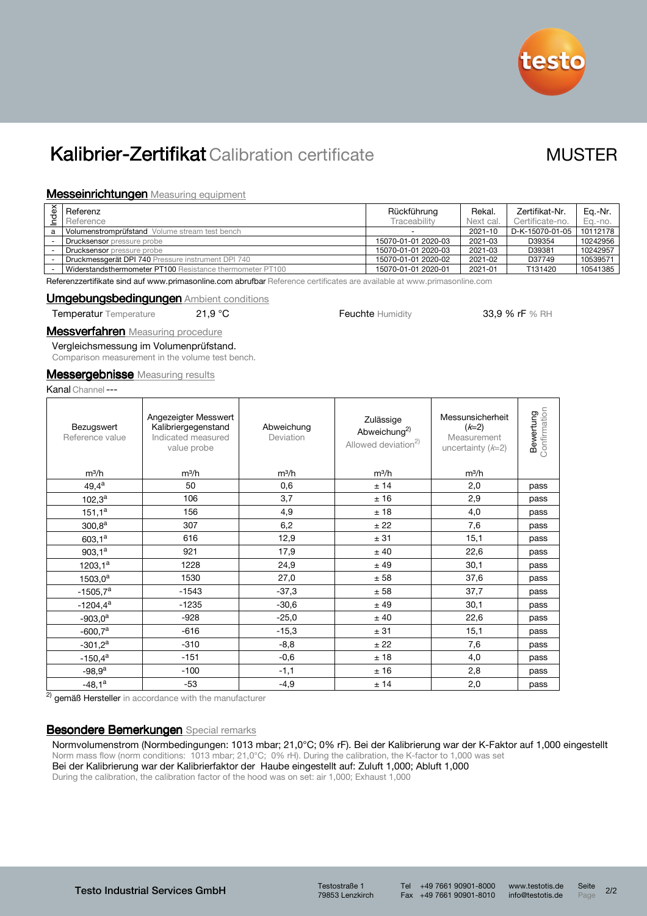# Kalibrier-Zertifikat Calibration certificate

MUSTER

## Messeinrichtungen Measuring equipment

| Index | Referenz Reference | Rückführung Traceability | Rekal. Next cal. | Zertifikat-Nr. Certificate-no. | Eq.-Nr. Eq.-no. |
|---|---|---|---|---|---|
| a | Volumenstromprüfstand Volume stream test bench | - | 2021-10 | D-K-15070-01-05 | 10112178 |
| - | Drucksensor pressure probe | 15070-01-01 2020-03 | 2021-03 | D39354 | 10242956 |
| - | Drucksensor pressure probe | 15070-01-01 2020-03 | 2021-03 | D39381 | 10242957 |
| - | Druckmessgerät DPI 740 Pressure instrument DPI 740 | 15070-01-01 2020-02 | 2021-02 | D37749 | 10539571 |
| - | Widerstandsthermometer PT100 Resistance thermometer PT100 | 15070-01-01 2020-01 | 2021-01 | T131420 | 10541385 |

Referenzzertifikate sind auf www.primasonline.com abrufbar Reference certificates are available at www.primasonline.com

## Umgebungsbedingungen Ambient conditions

Temperatur Temperature 21,9 °C    Feuchte Humidity 33,9 % rF % RH

## Messverfahren Measuring procedure

Vergleichsmessung im Volumenprüfstand.
Comparison measurement in the volume test bench.

## Messergebnisse Measuring results

Kanal Channel ---

| Bezugswert Reference value | Angezeigter Messwert Kalibriergegenstand Indicated measured value probe | Abweichung Deviation | Zulässige Abweichung[2] Allowed deviation[2] | Messunsicherheit ($k$=2) Measurement uncertainty ($k$=2) | Bewertung Confirmation |
|---|---|---|---|---|---|
| m³/h | m³/h | m³/h | m³/h | m³/h | |
| 49,4[a] | 50 | 0,6 | ± 14 | 2,0 | pass |
| 102,3[a] | 106 | 3,7 | ± 16 | 2,9 | pass |
| 151,1[a] | 156 | 4,9 | ± 18 | 4,0 | pass |
| 300,8[a] | 307 | 6,2 | ± 22 | 7,6 | pass |
| 603,1[a] | 616 | 12,9 | ± 31 | 15,1 | pass |
| 903,1[a] | 921 | 17,9 | ± 40 | 22,6 | pass |
| 1203,1[a] | 1228 | 24,9 | ± 49 | 30,1 | pass |
| 1503,0[a] | 1530 | 27,0 | ± 58 | 37,6 | pass |
| -1505,7[a] | -1543 | -37,3 | ± 58 | 37,7 | pass |
| -1204,4[a] | -1235 | -30,6 | ± 49 | 30,1 | pass |
| -903,0[a] | -928 | -25,0 | ± 40 | 22,6 | pass |
| -600,7[a] | -616 | -15,3 | ± 31 | 15,1 | pass |
| -301,2[a] | -310 | -8,8 | ± 22 | 7,6 | pass |
| -150,4[a] | -151 | -0,6 | ± 18 | 4,0 | pass |
| -98,9[a] | -100 | -1,1 | ± 16 | 2,8 | pass |
| -48,1[a] | -53 | -4,9 | ± 14 | 2,0 | pass |

[2] gemäß Hersteller in accordance with the manufacturer

## Besondere Bemerkungen Special remarks

Normvolumenstrom (Normbedingungen: 1013 mbar; 21,0°C; 0% rF). Bei der Kalibrierung war der K-Faktor auf 1,000 eingestellt
Norm mass flow (norm conditions: 1013 mbar; 21,0°C; 0% rH). During the calibration, the K-factor to 1,000 was set
Bei der Kalibrierung war der Kalibrierfaktor der Haube eingestellt auf: Zuluft 1,000; Abluft 1,000
During the calibration, the calibration factor of the hood was on set: air 1,000; Exhaust 1,000

Testo Industrial Services GmbH | Testostraße 1, 79853 Lenzkirch | Tel +49 7661 90901-8000 | Fax +49 7661 90901-8010 | www.testotis.de | info@testotis.de